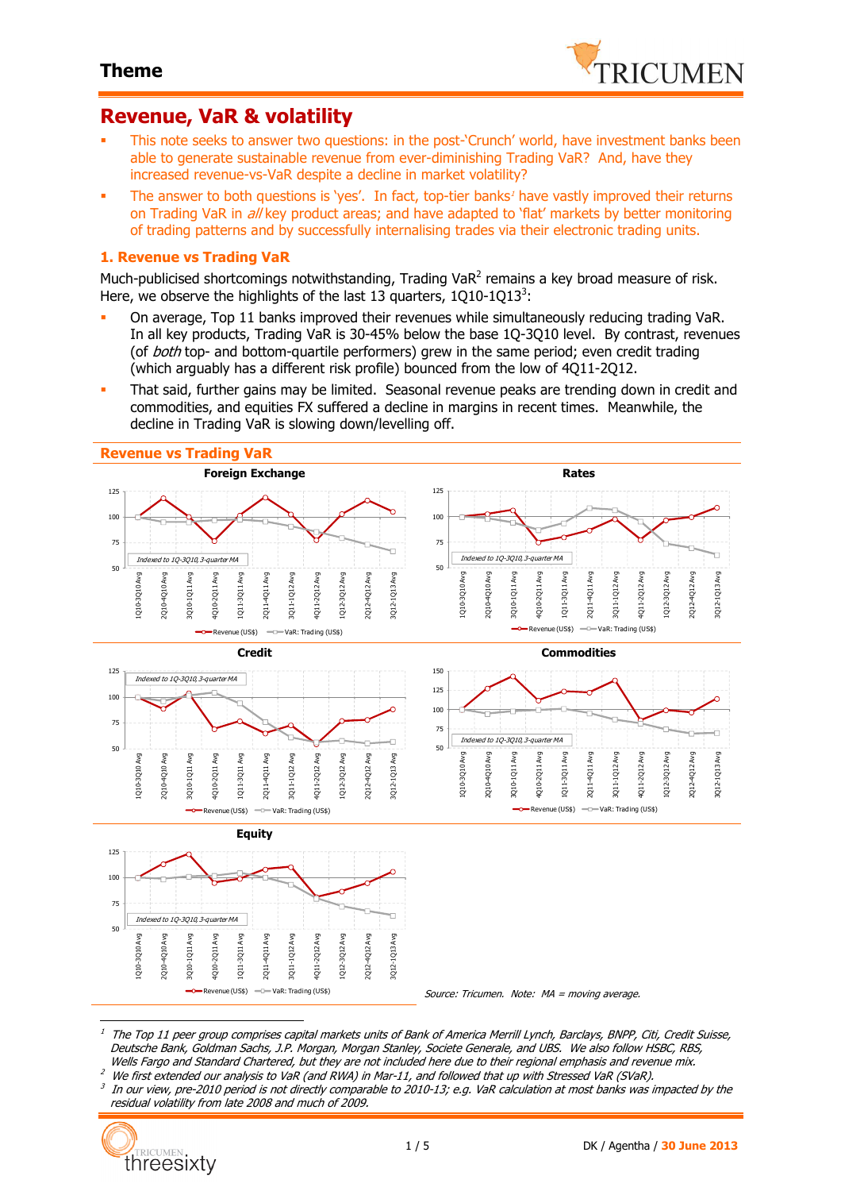# Theme

## Revenue, VaR & volatility

- This note seeks to answer two questions: in the post-'Crunch' world, have investment banks been able to generate sustainable revenue from ever-diminishing Trading VaR? And, have they increased revenue-vs-VaR despite a decline in market volatility?
- The answer to both questions is 'yes'. In fact, top-tier banks[1] have vastly improved their returns on Trading VaR in *all* key product areas; and have adapted to 'flat' markets by better monitoring of trading patterns and by successfully internalising trades via their electronic trading units.

### 1. Revenue vs Trading VaR

Much-publicised shortcomings notwithstanding, Trading VaR[2] remains a key broad measure of risk. Here, we observe the highlights of the last 13 quarters, 1Q10-1Q13[3]:

- On average, Top 11 banks improved their revenues while simultaneously reducing trading VaR. In all key products, Trading VaR is 30-45% below the base 1Q-3Q10 level. By contrast, revenues (of *both* top- and bottom-quartile performers) grew in the same period; even credit trading (which arguably has a different risk profile) bounced from the low of 4Q11-2Q12.
- That said, further gains may be limited. Seasonal revenue peaks are trending down in credit and commodities, and equities FX suffered a decline in margins in recent times. Meanwhile, the decline in Trading VaR is slowing down/levelling off.

### Revenue vs Trading VaR

Foreign Exchange | Rates | Credit | Commodities | Equity

(Indexed to 1Q-3Q10, 3-quarter MA; Revenue (US$) and VaR: Trading (US$))

*Source: Tricumen. Note: MA = moving average.*

---

[1] *The Top 11 peer group comprises capital markets units of Bank of America Merrill Lynch, Barclays, BNPP, Citi, Credit Suisse, Deutsche Bank, Goldman Sachs, J.P. Morgan, Morgan Stanley, Societe Generale, and UBS. We also follow HSBC, RBS, Wells Fargo and Standard Chartered, but they are not included here due to their regional emphasis and revenue mix.*

[2] *We first extended our analysis to VaR (and RWA) in Mar-11, and followed that up with Stressed VaR (SVaR).*

[3] *In our view, pre-2010 period is not directly comparable to 2010-13; e.g. VaR calculation at most banks was impacted by the residual volatility from late 2008 and much of 2009.*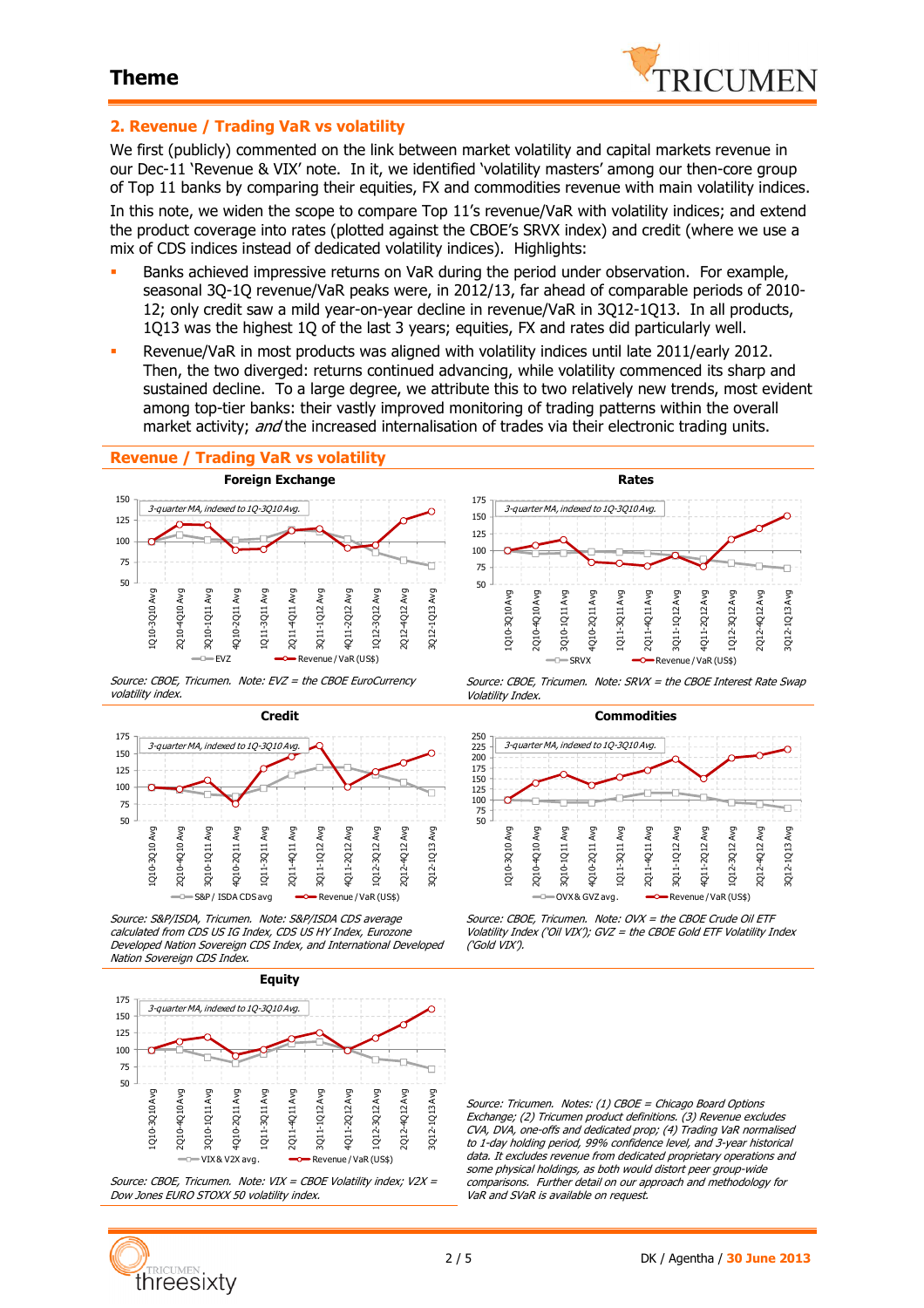## 2. Revenue / Trading VaR vs volatility

We first (publicly) commented on the link between market volatility and capital markets revenue in our Dec-11 'Revenue & VIX' note. In it, we identified 'volatility masters' among our then-core group of Top 11 banks by comparing their equities, FX and commodities revenue with main volatility indices.

In this note, we widen the scope to compare Top 11's revenue/VaR with volatility indices; and extend the product coverage into rates (plotted against the CBOE's SRVX index) and credit (where we use a mix of CDS indices instead of dedicated volatility indices). Highlights:

- Banks achieved impressive returns on VaR during the period under observation. For example, seasonal 3Q-1Q revenue/VaR peaks were, in 2012/13, far ahead of comparable periods of 2010-12; only credit saw a mild year-on-year decline in revenue/VaR in 3Q12-1Q13. In all products, 1Q13 was the highest 1Q of the last 3 years; equities, FX and rates did particularly well.
- Revenue/VaR in most products was aligned with volatility indices until late 2011/early 2012. Then, the two diverged: returns continued advancing, while volatility commenced its sharp and sustained decline. To a large degree, we attribute this to two relatively new trends, most evident among top-tier banks: their vastly improved monitoring of trading patterns within the overall market activity; *and* the increased internalisation of trades via their electronic trading units.

### Revenue / Trading VaR vs volatility

**Foreign Exchange**

*3-quarter MA, indexed to 1Q-3Q10 Avg.*

Legend: EVZ; Revenue / VaR (US$)

*Source: CBOE, Tricumen. Note: EVZ = the CBOE EuroCurrency volatility index.*

**Rates**

*3-quarter MA, indexed to 1Q-3Q10 Avg.*

Legend: SRVX; Revenue / VaR (US$)

*Source: CBOE, Tricumen. Note: SRVX = the CBOE Interest Rate Swap Volatility Index.*

**Credit**

*3-quarter MA, indexed to 1Q-3Q10 Avg.*

Legend: S&P / ISDA CDS avg; Revenue / VaR (US$)

*Source: S&P/ISDA, Tricumen. Note: S&P/ISDA CDS average calculated from CDS US IG Index, CDS US HY Index, Eurozone Developed Nation Sovereign CDS Index, and International Developed Nation Sovereign CDS Index.*

**Commodities**

*3-quarter MA, indexed to 1Q-3Q10 Avg.*

Legend: OVX & GVZ avg.; Revenue / VaR (US$)

*Source: CBOE, Tricumen. Note: OVX = the CBOE Crude Oil ETF Volatility Index ('Oil VIX'); GVZ = the CBOE Gold ETF Volatility Index ('Gold VIX').*

**Equity**

*3-quarter MA, indexed to 1Q-3Q10 Avg.*

Legend: VIX & V2X avg.; Revenue / VaR (US$)

*Source: CBOE, Tricumen. Note: VIX = CBOE Volatility index; V2X = Dow Jones EURO STOXX 50 volatility index.*

*Source: Tricumen. Notes: (1) CBOE = Chicago Board Options Exchange; (2) Tricumen product definitions. (3) Revenue excludes CVA, DVA, one-offs and dedicated prop; (4) Trading VaR normalised to 1-day holding period, 99% confidence level, and 3-year historical data. It excludes revenue from dedicated proprietary operations and some physical holdings, as both would distort peer group-wide comparisons. Further detail on our approach and methodology for VaR and SVaR is available on request.*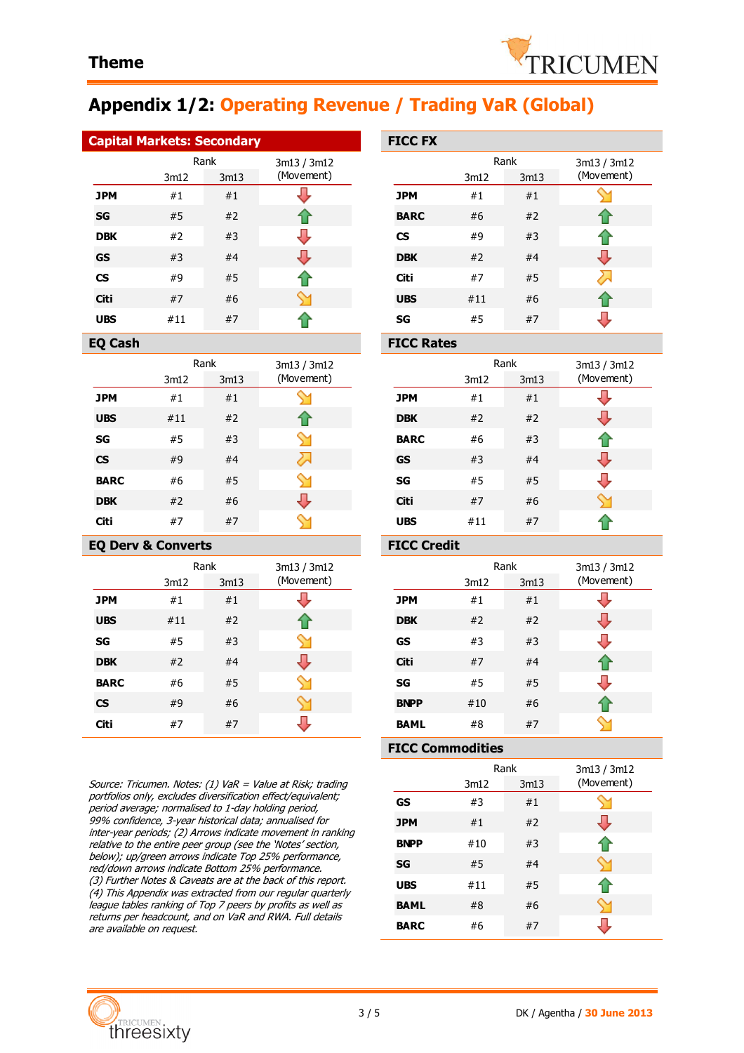Theme

# Appendix 1/2: Operating Revenue / Trading VaR (Global)

### Capital Markets: Secondary

| | Rank 3m12 | Rank 3m13 | 3m13 / 3m12 (Movement) |
|---|---|---|---|
| **JPM** | #1 | #1 | ↓ (red) |
| **SG** | #5 | #2 | ↑ (green) |
| **DBK** | #2 | #3 | ↓ (red) |
| **GS** | #3 | #4 | ↓ (red) |
| **CS** | #9 | #5 | ↑ (green) |
| **Citi** | #7 | #6 | ↘ (yellow) |
| **UBS** | #11 | #7 | ↑ (green) |

### EQ Cash

| | Rank 3m12 | Rank 3m13 | 3m13 / 3m12 (Movement) |
|---|---|---|---|
| **JPM** | #1 | #1 | ↘ (yellow) |
| **UBS** | #11 | #2 | ↑ (green) |
| **SG** | #5 | #3 | ↘ (yellow) |
| **CS** | #9 | #4 | ↗ (yellow) |
| **BARC** | #6 | #5 | ↘ (yellow) |
| **DBK** | #2 | #6 | ↓ (red) |
| **Citi** | #7 | #7 | ↘ (yellow) |

### EQ Derv & Converts

| | Rank 3m12 | Rank 3m13 | 3m13 / 3m12 (Movement) |
|---|---|---|---|
| **JPM** | #1 | #1 | ↓ (red) |
| **UBS** | #11 | #2 | ↑ (green) |
| **SG** | #5 | #3 | ↘ (yellow) |
| **DBK** | #2 | #4 | ↓ (red) |
| **BARC** | #6 | #5 | ↘ (yellow) |
| **CS** | #9 | #6 | ↘ (yellow) |
| **Citi** | #7 | #7 | ↓ (red) |

### FICC FX

| | Rank 3m12 | Rank 3m13 | 3m13 / 3m12 (Movement) |
|---|---|---|---|
| **JPM** | #1 | #1 | ↘ (yellow) |
| **BARC** | #6 | #2 | ↑ (green) |
| **CS** | #9 | #3 | ↑ (green) |
| **DBK** | #2 | #4 | ↓ (red) |
| **Citi** | #7 | #5 | ↗ (yellow) |
| **UBS** | #11 | #6 | ↑ (green) |
| **SG** | #5 | #7 | ↓ (red) |

### FICC Rates

| | Rank 3m12 | Rank 3m13 | 3m13 / 3m12 (Movement) |
|---|---|---|---|
| **JPM** | #1 | #1 | ↓ (red) |
| **DBK** | #2 | #2 | ↓ (red) |
| **BARC** | #6 | #3 | ↑ (green) |
| **GS** | #3 | #4 | ↓ (red) |
| **SG** | #5 | #5 | ↓ (red) |
| **Citi** | #7 | #6 | ↘ (yellow) |
| **UBS** | #11 | #7 | ↑ (green) |

### FICC Credit

| | Rank 3m12 | Rank 3m13 | 3m13 / 3m12 (Movement) |
|---|---|---|---|
| **JPM** | #1 | #1 | ↓ (red) |
| **DBK** | #2 | #2 | ↓ (red) |
| **GS** | #3 | #3 | ↓ (red) |
| **Citi** | #7 | #4 | ↑ (green) |
| **SG** | #5 | #5 | ↓ (red) |
| **BNPP** | #10 | #6 | ↑ (green) |
| **BAML** | #8 | #7 | ↘ (yellow) |

### FICC Commodities

| | Rank 3m12 | Rank 3m13 | 3m13 / 3m12 (Movement) |
|---|---|---|---|
| **GS** | #3 | #1 | ↘ (yellow) |
| **JPM** | #1 | #2 | ↓ (red) |
| **BNPP** | #10 | #3 | ↑ (green) |
| **SG** | #5 | #4 | ↘ (yellow) |
| **UBS** | #11 | #5 | ↑ (green) |
| **BAML** | #8 | #6 | ↘ (yellow) |
| **BARC** | #6 | #7 | ↓ (red) |

*Source: Tricumen. Notes: (1) VaR = Value at Risk; trading portfolios only, excludes diversification effect/equivalent; period average; normalised to 1-day holding period, 99% confidence, 3-year historical data; annualised for inter-year periods; (2) Arrows indicate movement in ranking relative to the entire peer group (see the 'Notes' section, below); up/green arrows indicate Top 25% performance, red/down arrows indicate Bottom 25% performance. (3) Further Notes & Caveats are at the back of this report. (4) This Appendix was extracted from our regular quarterly league tables ranking of Top 7 peers by profits as well as returns per headcount, and on VaR and RWA. Full details are available on request.*

DK / Agentha / 30 June 2013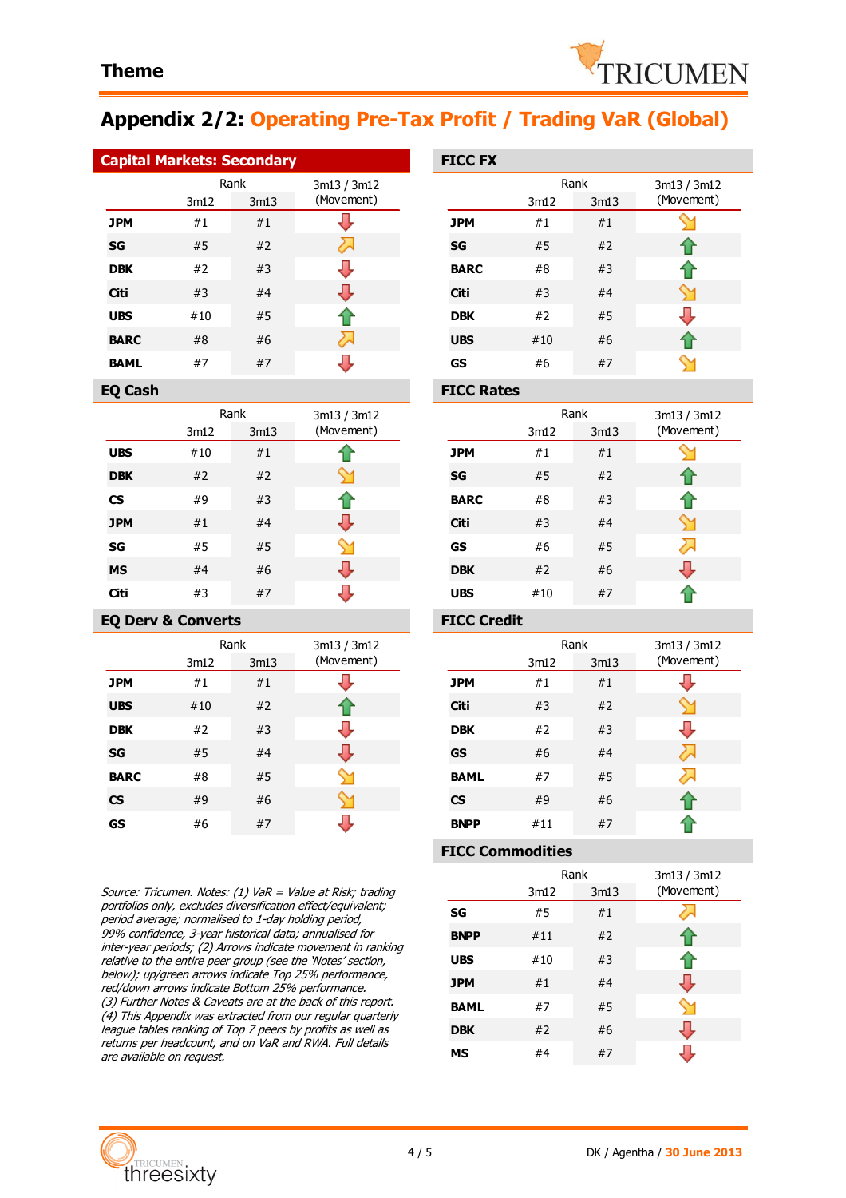## Appendix 2/2: Operating Pre-Tax Profit / Trading VaR (Global)

### Capital Markets: Secondary

| | Rank 3m12 | Rank 3m13 | 3m13 / 3m12 (Movement) |
|---|---|---|---|
| **JPM** | #1 | #1 | ↓ |
| **SG** | #5 | #2 | ↗ |
| **DBK** | #2 | #3 | ↓ |
| **Citi** | #3 | #4 | ↓ |
| **UBS** | #10 | #5 | ↑ |
| **BARC** | #8 | #6 | ↗ |
| **BAML** | #7 | #7 | ↓ |

### EQ Cash

| | Rank 3m12 | Rank 3m13 | 3m13 / 3m12 (Movement) |
|---|---|---|---|
| **UBS** | #10 | #1 | ↑ |
| **DBK** | #2 | #2 | ↘ |
| **CS** | #9 | #3 | ↑ |
| **JPM** | #1 | #4 | ↓ |
| **SG** | #5 | #5 | ↘ |
| **MS** | #4 | #6 | ↓ |
| **Citi** | #3 | #7 | ↓ |

### EQ Derv & Converts

| | Rank 3m12 | Rank 3m13 | 3m13 / 3m12 (Movement) |
|---|---|---|---|
| **JPM** | #1 | #1 | ↓ |
| **UBS** | #10 | #2 | ↑ |
| **DBK** | #2 | #3 | ↓ |
| **SG** | #5 | #4 | ↓ |
| **BARC** | #8 | #5 | ↘ |
| **CS** | #9 | #6 | ↘ |
| **GS** | #6 | #7 | ↓ |

### FICC FX

| | Rank 3m12 | Rank 3m13 | 3m13 / 3m12 (Movement) |
|---|---|---|---|
| **JPM** | #1 | #1 | ↘ |
| **SG** | #5 | #2 | ↑ |
| **BARC** | #8 | #3 | ↑ |
| **Citi** | #3 | #4 | ↘ |
| **DBK** | #2 | #5 | ↓ |
| **UBS** | #10 | #6 | ↑ |
| **GS** | #6 | #7 | ↘ |

### FICC Rates

| | Rank 3m12 | Rank 3m13 | 3m13 / 3m12 (Movement) |
|---|---|---|---|
| **JPM** | #1 | #1 | ↘ |
| **SG** | #5 | #2 | ↑ |
| **BARC** | #8 | #3 | ↑ |
| **Citi** | #3 | #4 | ↘ |
| **GS** | #6 | #5 | ↗ |
| **DBK** | #2 | #6 | ↓ |
| **UBS** | #10 | #7 | ↑ |

### FICC Credit

| | Rank 3m12 | Rank 3m13 | 3m13 / 3m12 (Movement) |
|---|---|---|---|
| **JPM** | #1 | #1 | ↓ |
| **Citi** | #3 | #2 | ↘ |
| **DBK** | #2 | #3 | ↓ |
| **GS** | #6 | #4 | ↗ |
| **BAML** | #7 | #5 | ↗ |
| **CS** | #9 | #6 | ↑ |
| **BNPP** | #11 | #7 | ↑ |

### FICC Commodities

| | Rank 3m12 | Rank 3m13 | 3m13 / 3m12 (Movement) |
|---|---|---|---|
| **SG** | #5 | #1 | ↗ |
| **BNPP** | #11 | #2 | ↑ |
| **UBS** | #10 | #3 | ↑ |
| **JPM** | #1 | #4 | ↓ |
| **BAML** | #7 | #5 | ↘ |
| **DBK** | #2 | #6 | ↓ |
| **MS** | #4 | #7 | ↓ |

*Source: Tricumen. Notes: (1) VaR = Value at Risk; trading portfolios only, excludes diversification effect/equivalent; period average; normalised to 1-day holding period, 99% confidence, 3-year historical data; annualised for inter-year periods; (2) Arrows indicate movement in ranking relative to the entire peer group (see the 'Notes' section, below); up/green arrows indicate Top 25% performance, red/down arrows indicate Bottom 25% performance. (3) Further Notes & Caveats are at the back of this report. (4) This Appendix was extracted from our regular quarterly league tables ranking of Top 7 peers by profits as well as returns per headcount, and on VaR and RWA. Full details are available on request.*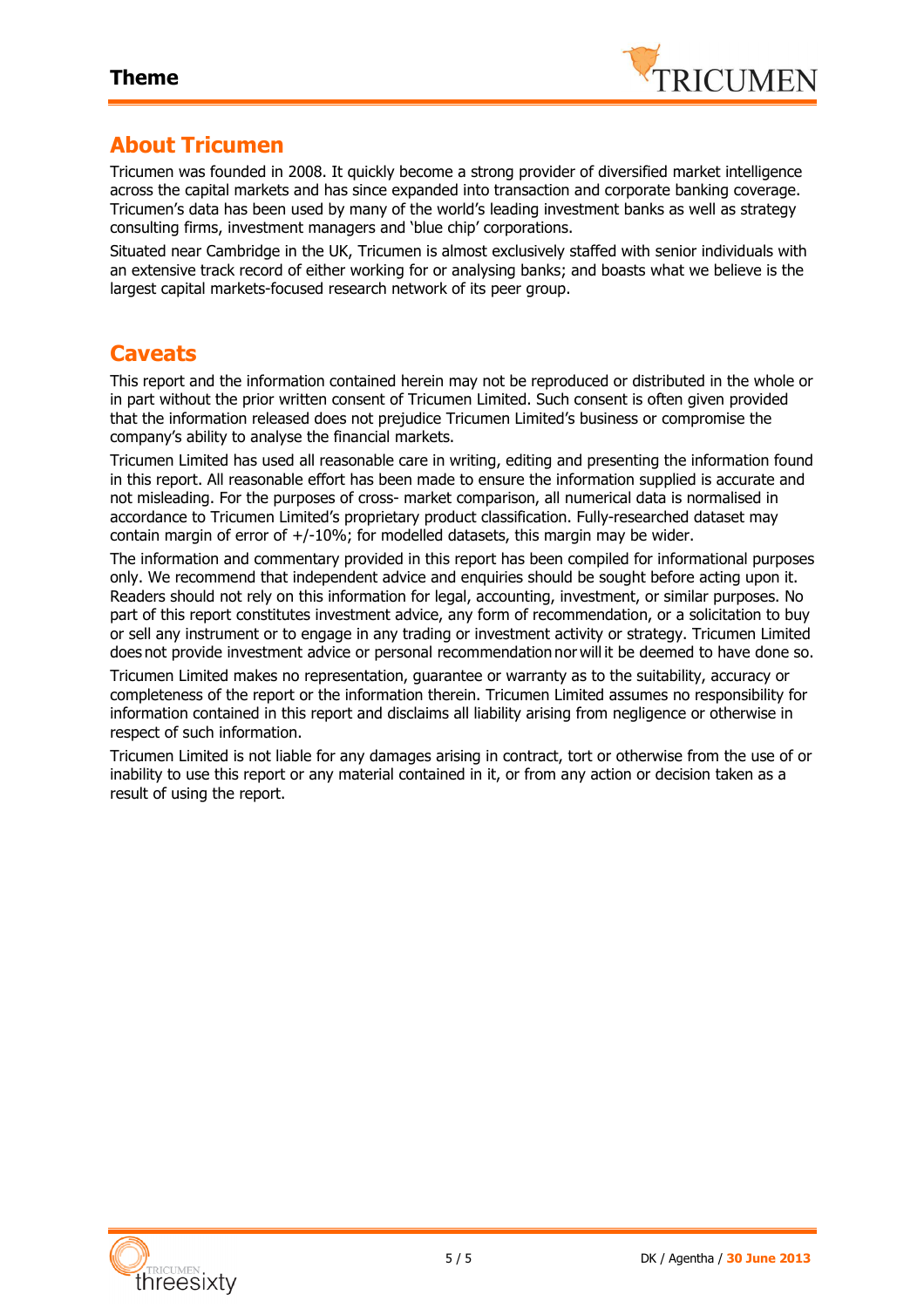## About Tricumen

Tricumen was founded in 2008. It quickly become a strong provider of diversified market intelligence across the capital markets and has since expanded into transaction and corporate banking coverage. Tricumen's data has been used by many of the world's leading investment banks as well as strategy consulting firms, investment managers and 'blue chip' corporations.

Situated near Cambridge in the UK, Tricumen is almost exclusively staffed with senior individuals with an extensive track record of either working for or analysing banks; and boasts what we believe is the largest capital markets-focused research network of its peer group.

## Caveats

This report and the information contained herein may not be reproduced or distributed in the whole or in part without the prior written consent of Tricumen Limited. Such consent is often given provided that the information released does not prejudice Tricumen Limited's business or compromise the company's ability to analyse the financial markets.

Tricumen Limited has used all reasonable care in writing, editing and presenting the information found in this report. All reasonable effort has been made to ensure the information supplied is accurate and not misleading. For the purposes of cross- market comparison, all numerical data is normalised in accordance to Tricumen Limited's proprietary product classification. Fully-researched dataset may contain margin of error of +/-10%; for modelled datasets, this margin may be wider.

The information and commentary provided in this report has been compiled for informational purposes only. We recommend that independent advice and enquiries should be sought before acting upon it. Readers should not rely on this information for legal, accounting, investment, or similar purposes. No part of this report constitutes investment advice, any form of recommendation, or a solicitation to buy or sell any instrument or to engage in any trading or investment activity or strategy. Tricumen Limited does not provide investment advice or personal recommendation nor will it be deemed to have done so.

Tricumen Limited makes no representation, guarantee or warranty as to the suitability, accuracy or completeness of the report or the information therein. Tricumen Limited assumes no responsibility for information contained in this report and disclaims all liability arising from negligence or otherwise in respect of such information.

Tricumen Limited is not liable for any damages arising in contract, tort or otherwise from the use of or inability to use this report or any material contained in it, or from any action or decision taken as a result of using the report.